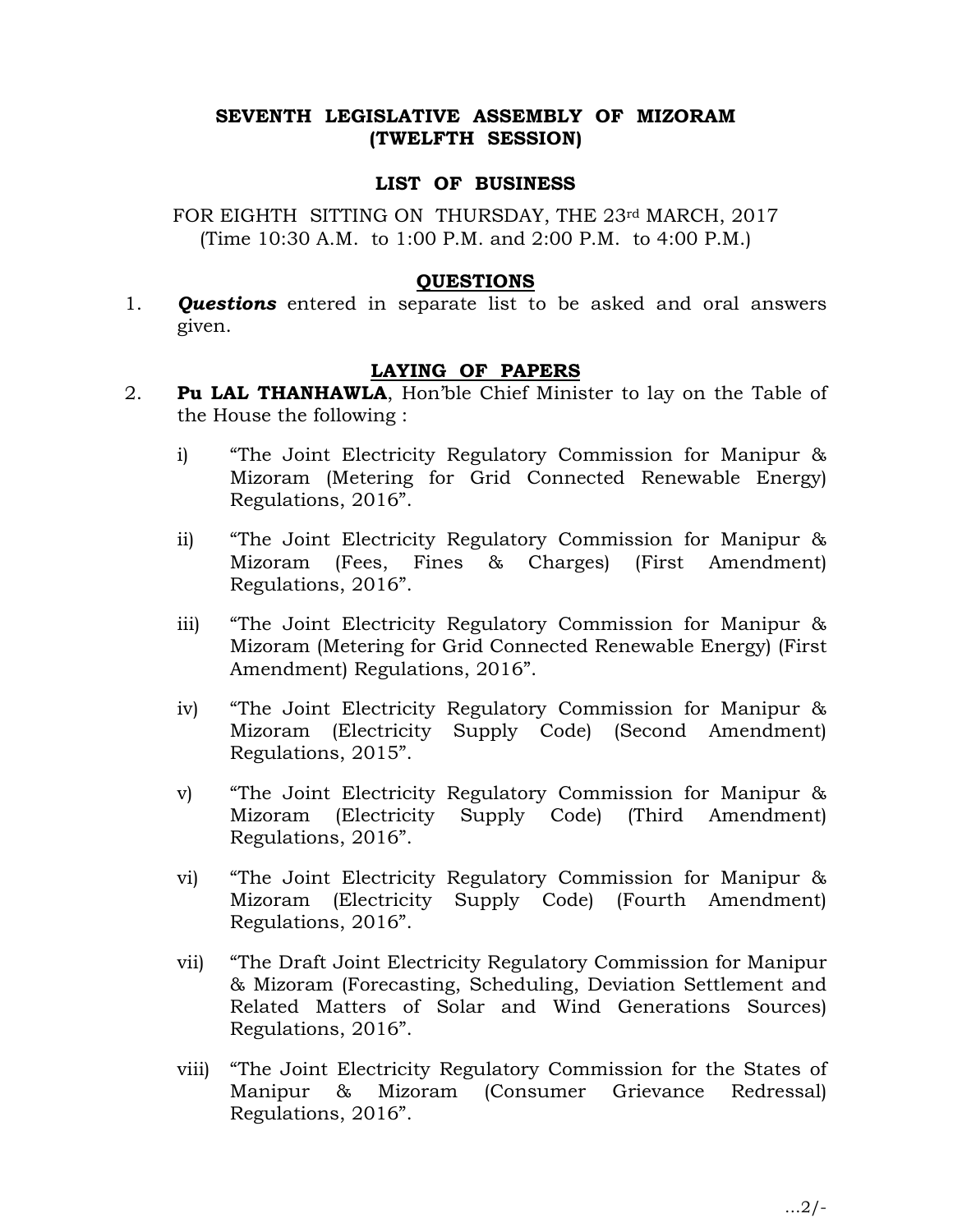**SEVENTH LEGISLATIVE ASSEMBLY OF MIZORAM**
**(TWELFTH SESSION)**

**LIST OF BUSINESS**

FOR EIGHTH SITTING ON THURSDAY, THE 23rd MARCH, 2017
(Time 10:30 A.M. to 1:00 P.M. and 2:00 P.M. to 4:00 P.M.)

**QUESTIONS**

1. ***Questions*** entered in separate list to be asked and oral answers given.

**LAYING OF PAPERS**

2. **Pu LAL THANHAWLA**, Hon'ble Chief Minister to lay on the Table of the House the following :

   i) "The Joint Electricity Regulatory Commission for Manipur & Mizoram (Metering for Grid Connected Renewable Energy) Regulations, 2016".

   ii) "The Joint Electricity Regulatory Commission for Manipur & Mizoram (Fees, Fines & Charges) (First Amendment) Regulations, 2016".

   iii) "The Joint Electricity Regulatory Commission for Manipur & Mizoram (Metering for Grid Connected Renewable Energy) (First Amendment) Regulations, 2016".

   iv) "The Joint Electricity Regulatory Commission for Manipur & Mizoram (Electricity Supply Code) (Second Amendment) Regulations, 2015".

   v) "The Joint Electricity Regulatory Commission for Manipur & Mizoram (Electricity Supply Code) (Third Amendment) Regulations, 2016".

   vi) "The Joint Electricity Regulatory Commission for Manipur & Mizoram (Electricity Supply Code) (Fourth Amendment) Regulations, 2016".

   vii) "The Draft Joint Electricity Regulatory Commission for Manipur & Mizoram (Forecasting, Scheduling, Deviation Settlement and Related Matters of Solar and Wind Generations Sources) Regulations, 2016".

   viii) "The Joint Electricity Regulatory Commission for the States of Manipur & Mizoram (Consumer Grievance Redressal) Regulations, 2016".

...2/-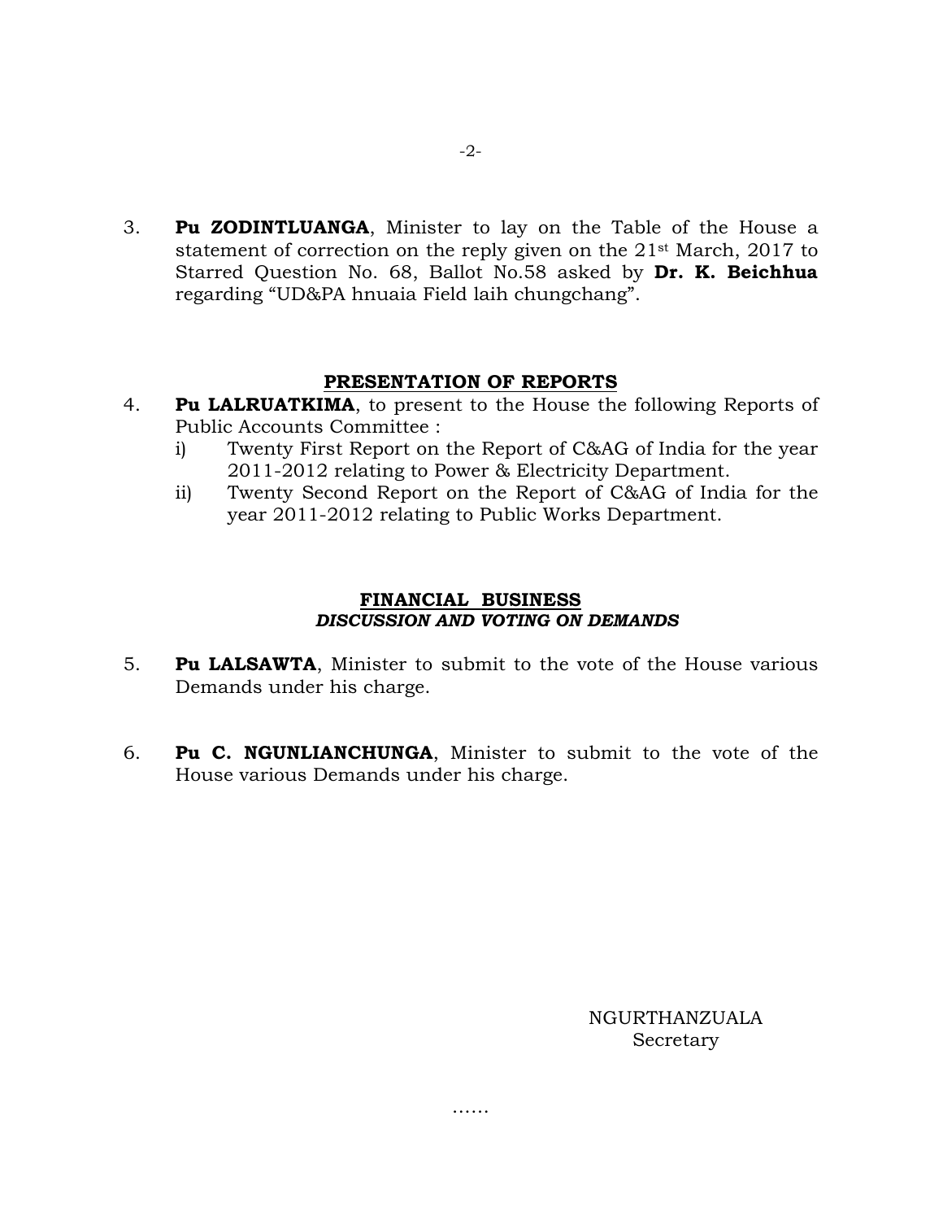3. **Pu ZODINTLUANGA**, Minister to lay on the Table of the House a statement of correction on the reply given on the 21st March, 2017 to Starred Question No. 68, Ballot No.58 asked by **Dr. K. Beichhua** regarding "UD&PA hnuaia Field laih chungchang".

## PRESENTATION OF REPORTS

4. **Pu LALRUATKIMA**, to present to the House the following Reports of Public Accounts Committee :
   i) Twenty First Report on the Report of C&AG of India for the year 2011-2012 relating to Power & Electricity Department.
   ii) Twenty Second Report on the Report of C&AG of India for the year 2011-2012 relating to Public Works Department.

## FINANCIAL BUSINESS

***DISCUSSION AND VOTING ON DEMANDS***

5. **Pu LALSAWTA**, Minister to submit to the vote of the House various Demands under his charge.

6. **Pu C. NGUNLIANCHUNGA**, Minister to submit to the vote of the House various Demands under his charge.

NGURTHANZUALA
Secretary

……